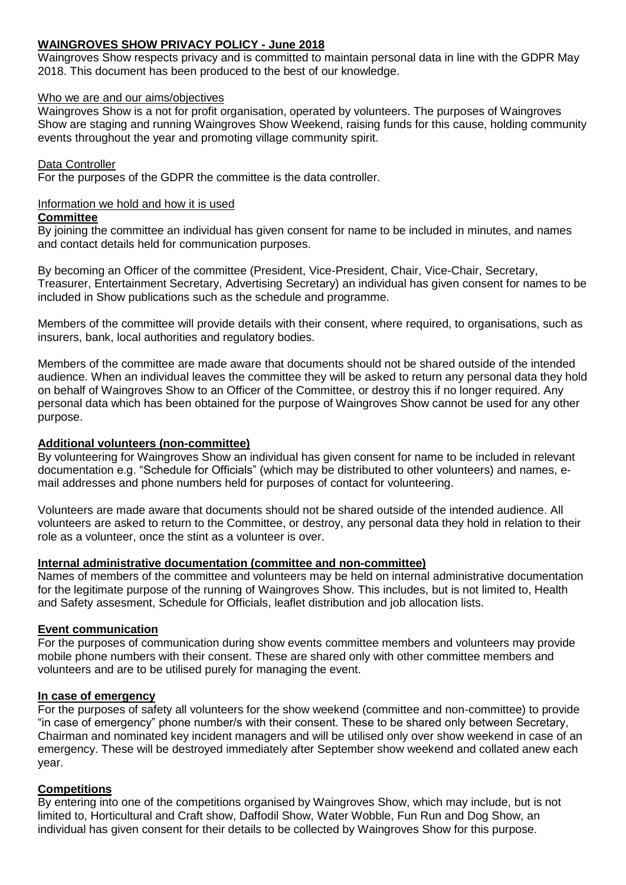# WAINGROVES SHOW PRIVACY POLICY - June 2018

Waingroves Show respects privacy and is committed to maintain personal data in line with the GDPR May 2018. This document has been produced to the best of our knowledge.

## Who we are and our aims/objectives

Waingroves Show is a not for profit organisation, operated by volunteers. The purposes of Waingroves Show are staging and running Waingroves Show Weekend, raising funds for this cause, holding community events throughout the year and promoting village community spirit.

## Data Controller

For the purposes of the GDPR the committee is the data controller.

## Information we hold and how it is used

### Committee

By joining the committee an individual has given consent for name to be included in minutes, and names and contact details held for communication purposes.

By becoming an Officer of the committee (President, Vice-President, Chair, Vice-Chair, Secretary, Treasurer, Entertainment Secretary, Advertising Secretary) an individual has given consent for names to be included in Show publications such as the schedule and programme.

Members of the committee will provide details with their consent, where required, to organisations, such as insurers, bank, local authorities and regulatory bodies.

Members of the committee are made aware that documents should not be shared outside of the intended audience. When an individual leaves the committee they will be asked to return any personal data they hold on behalf of Waingroves Show to an Officer of the Committee, or destroy this if no longer required. Any personal data which has been obtained for the purpose of Waingroves Show cannot be used for any other purpose.

### Additional volunteers (non-committee)

By volunteering for Waingroves Show an individual has given consent for name to be included in relevant documentation e.g. "Schedule for Officials" (which may be distributed to other volunteers) and names, e-mail addresses and phone numbers held for purposes of contact for volunteering.

Volunteers are made aware that documents should not be shared outside of the intended audience. All volunteers are asked to return to the Committee, or destroy, any personal data they hold in relation to their role as a volunteer, once the stint as a volunteer is over.

### Internal administrative documentation (committee and non-committee)

Names of members of the committee and volunteers may be held on internal administrative documentation for the legitimate purpose of the running of Waingroves Show. This includes, but is not limited to, Health and Safety assesment, Schedule for Officials, leaflet distribution and job allocation lists.

### Event communication

For the purposes of communication during show events committee members and volunteers may provide mobile phone numbers with their consent. These are shared only with other committee members and volunteers and are to be utilised purely for managing the event.

### In case of emergency

For the purposes of safety all volunteers for the show weekend (committee and non-committee) to provide "in case of emergency" phone number/s with their consent. These to be shared only between Secretary, Chairman and nominated key incident managers and will be utilised only over show weekend in case of an emergency. These will be destroyed immediately after September show weekend and collated anew each year.

### Competitions

By entering into one of the competitions organised by Waingroves Show, which may include, but is not limited to, Horticultural and Craft show, Daffodil Show, Water Wobble, Fun Run and Dog Show, an individual has given consent for their details to be collected by Waingroves Show for this purpose.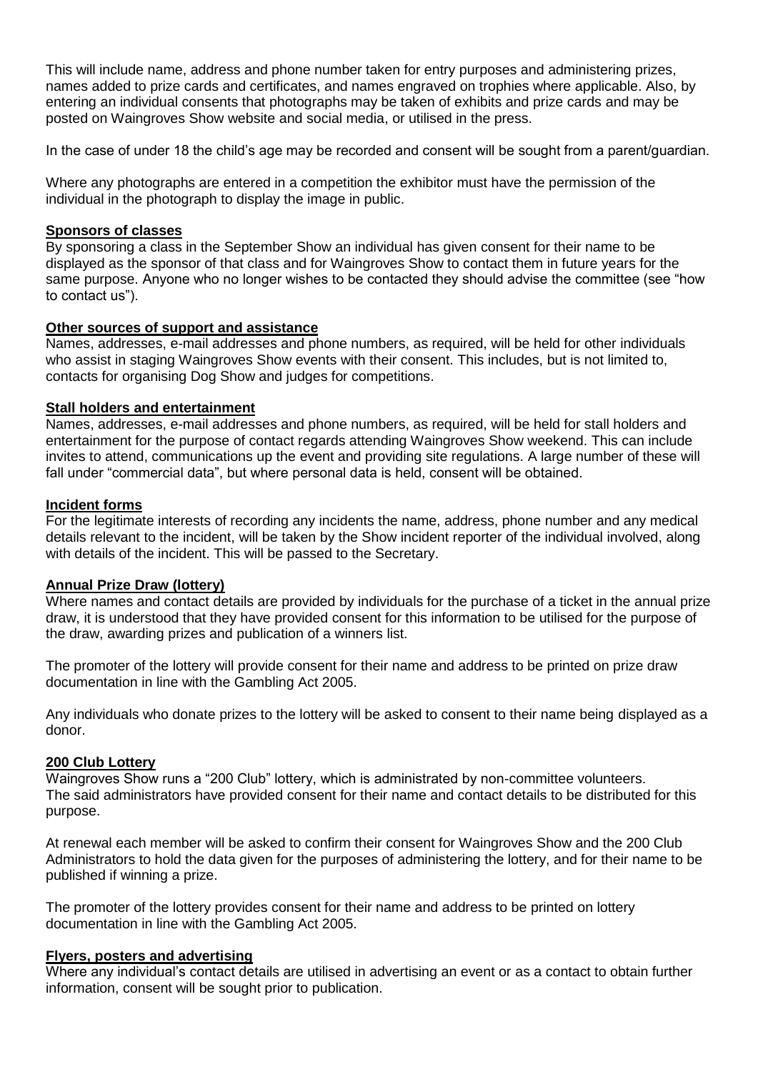This will include name, address and phone number taken for entry purposes and administering prizes, names added to prize cards and certificates, and names engraved on trophies where applicable. Also, by entering an individual consents that photographs may be taken of exhibits and prize cards and may be posted on Waingroves Show website and social media, or utilised in the press.

In the case of under 18 the child's age may be recorded and consent will be sought from a parent/guardian.

Where any photographs are entered in a competition the exhibitor must have the permission of the individual in the photograph to display the image in public.

**Sponsors of classes**

By sponsoring a class in the September Show an individual has given consent for their name to be displayed as the sponsor of that class and for Waingroves Show to contact them in future years for the same purpose. Anyone who no longer wishes to be contacted they should advise the committee (see "how to contact us").

**Other sources of support and assistance**

Names, addresses, e-mail addresses and phone numbers, as required, will be held for other individuals who assist in staging Waingroves Show events with their consent. This includes, but is not limited to, contacts for organising Dog Show and judges for competitions.

**Stall holders and entertainment**

Names, addresses, e-mail addresses and phone numbers, as required, will be held for stall holders and entertainment for the purpose of contact regards attending Waingroves Show weekend. This can include invites to attend, communications up the event and providing site regulations. A large number of these will fall under "commercial data", but where personal data is held, consent will be obtained.

**Incident forms**

For the legitimate interests of recording any incidents the name, address, phone number and any medical details relevant to the incident, will be taken by the Show incident reporter of the individual involved, along with details of the incident. This will be passed to the Secretary.

**Annual Prize Draw (lottery)**

Where names and contact details are provided by individuals for the purchase of a ticket in the annual prize draw, it is understood that they have provided consent for this information to be utilised for the purpose of the draw, awarding prizes and publication of a winners list.

The promoter of the lottery will provide consent for their name and address to be printed on prize draw documentation in line with the Gambling Act 2005.

Any individuals who donate prizes to the lottery will be asked to consent to their name being displayed as a donor.

**200 Club Lottery**

Waingroves Show runs a "200 Club" lottery, which is administrated by non-committee volunteers. The said administrators have provided consent for their name and contact details to be distributed for this purpose.

At renewal each member will be asked to confirm their consent for Waingroves Show and the 200 Club Administrators to hold the data given for the purposes of administering the lottery, and for their name to be published if winning a prize.

The promoter of the lottery provides consent for their name and address to be printed on lottery documentation in line with the Gambling Act 2005.

**Flyers, posters and advertising**

Where any individual's contact details are utilised in advertising an event or as a contact to obtain further information, consent will be sought prior to publication.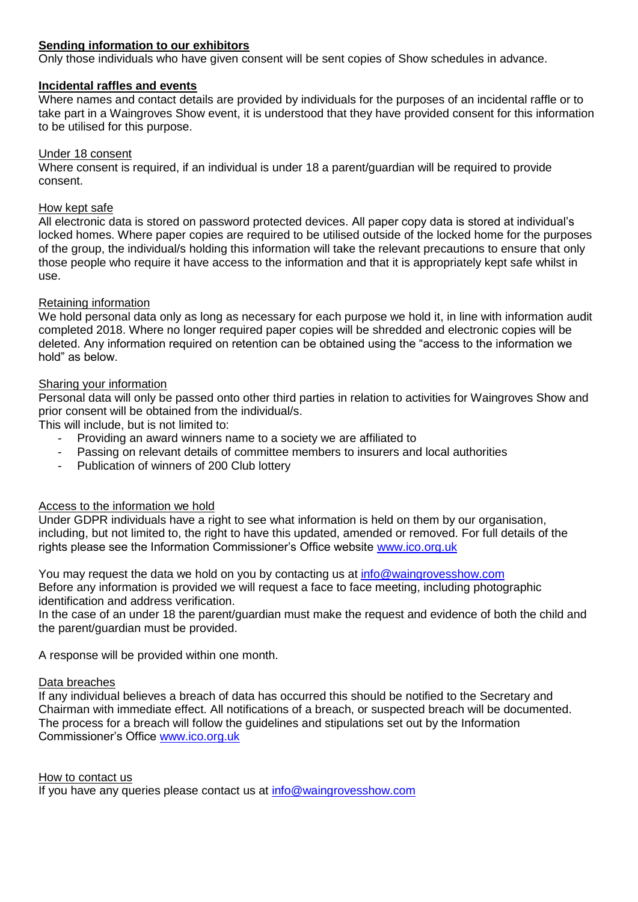**Sending information to our exhibitors**

Only those individuals who have given consent will be sent copies of Show schedules in advance.

**Incidental raffles and events**

Where names and contact details are provided by individuals for the purposes of an incidental raffle or to take part in a Waingroves Show event, it is understood that they have provided consent for this information to be utilised for this purpose.

Under 18 consent

Where consent is required, if an individual is under 18 a parent/guardian will be required to provide consent.

How kept safe

All electronic data is stored on password protected devices. All paper copy data is stored at individual's locked homes. Where paper copies are required to be utilised outside of the locked home for the purposes of the group, the individual/s holding this information will take the relevant precautions to ensure that only those people who require it have access to the information and that it is appropriately kept safe whilst in use.

Retaining information

We hold personal data only as long as necessary for each purpose we hold it, in line with information audit completed 2018. Where no longer required paper copies will be shredded and electronic copies will be deleted. Any information required on retention can be obtained using the "access to the information we hold" as below.

Sharing your information

Personal data will only be passed onto other third parties in relation to activities for Waingroves Show and prior consent will be obtained from the individual/s.

This will include, but is not limited to:

- Providing an award winners name to a society we are affiliated to
- Passing on relevant details of committee members to insurers and local authorities
- Publication of winners of 200 Club lottery

Access to the information we hold

Under GDPR individuals have a right to see what information is held on them by our organisation, including, but not limited to, the right to have this updated, amended or removed. For full details of the rights please see the Information Commissioner's Office website www.ico.org.uk

You may request the data we hold on you by contacting us at info@waingrovesshow.com

Before any information is provided we will request a face to face meeting, including photographic identification and address verification.

In the case of an under 18 the parent/guardian must make the request and evidence of both the child and the parent/guardian must be provided.

A response will be provided within one month.

Data breaches

If any individual believes a breach of data has occurred this should be notified to the Secretary and Chairman with immediate effect. All notifications of a breach, or suspected breach will be documented. The process for a breach will follow the guidelines and stipulations set out by the Information Commissioner's Office www.ico.org.uk

How to contact us

If you have any queries please contact us at info@waingrovesshow.com